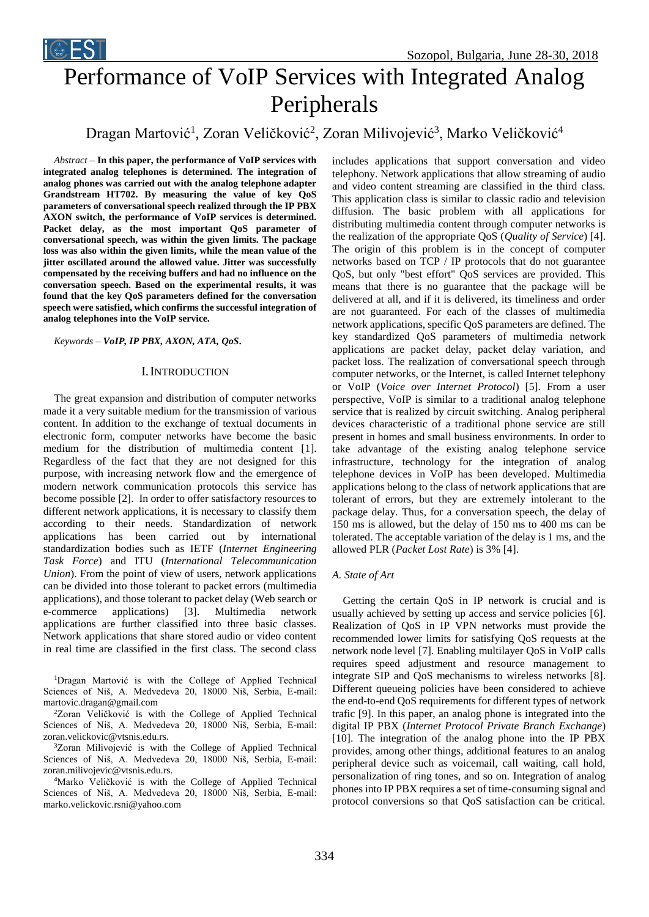# Performance of VoIP Services with Integrated Analog Peripherals

Dragan Martović[1], Zoran Veličković[2], Zoran Milivojević[3], Marko Veličković[4]

*Abstract* – **In this paper, the performance of VoIP services with integrated analog telephones is determined. The integration of analog phones was carried out with the analog telephone adapter Grandstream HT702. By measuring the value of key QoS parameters of conversational speech realized through the IP PBX AXON switch, the performance of VoIP services is determined. Packet delay, as the most important QoS parameter of conversational speech, was within the given limits. The package loss was also within the given limits, while the mean value of the jitter oscillated around the allowed value. Jitter was successfully compensated by the receiving buffers and had no influence on the conversation speech. Based on the experimental results, it was found that the key QoS parameters defined for the conversation speech were satisfied, which confirms the successful integration of analog telephones into the VoIP service.**

*Keywords* – ***VoIP, IP PBX, AXON, ATA, QoS.***

## I. Introduction

The great expansion and distribution of computer networks made it a very suitable medium for the transmission of various content. In addition to the exchange of textual documents in electronic form, computer networks have become the basic medium for the distribution of multimedia content [1]. Regardless of the fact that they are not designed for this purpose, with increasing network flow and the emergence of modern network communication protocols this service has become possible [2]. In order to offer satisfactory resources to different network applications, it is necessary to classify them according to their needs. Standardization of network applications has been carried out by international standardization bodies such as IETF (*Internet Engineering Task Force*) and ITU (*International Telecommunication Union*). From the point of view of users, network applications can be divided into those tolerant to packet errors (multimedia applications), and those tolerant to packet delay (Web search or e-commerce applications) [3]. Multimedia network applications are further classified into three basic classes. Network applications that share stored audio or video content in real time are classified in the first class. The second class includes applications that support conversation and video telephony. Network applications that allow streaming of audio and video content streaming are classified in the third class. This application class is similar to classic radio and television diffusion. The basic problem with all applications for distributing multimedia content through computer networks is the realization of the appropriate QoS (*Quality of Service*) [4]. The origin of this problem is in the concept of computer networks based on TCP / IP protocols that do not guarantee QoS, but only "best effort" QoS services are provided. This means that there is no guarantee that the package will be delivered at all, and if it is delivered, its timeliness and order are not guaranteed. For each of the classes of multimedia network applications, specific QoS parameters are defined. The key standardized QoS parameters of multimedia network applications are packet delay, packet delay variation, and packet loss. The realization of conversational speech through computer networks, or the Internet, is called Internet telephony or VoIP (*Voice over Internet Protocol*) [5]. From a user perspective, VoIP is similar to a traditional analog telephone service that is realized by circuit switching. Analog peripheral devices characteristic of a traditional phone service are still present in homes and small business environments. In order to take advantage of the existing analog telephone service infrastructure, technology for the integration of analog telephone devices in VoIP has been developed. Multimedia applications belong to the class of network applications that are tolerant of errors, but they are extremely intolerant to the package delay. Thus, for a conversation speech, the delay of 150 ms is allowed, but the delay of 150 ms to 400 ms can be tolerated. The acceptable variation of the delay is 1 ms, and the allowed PLR (*Packet Lost Rate*) is 3% [4].

### *A. State of Art*

Getting the certain QoS in IP network is crucial and is usually achieved by setting up access and service policies [6]. Realization of QoS in IP VPN networks must provide the recommended lower limits for satisfying QoS requests at the network node level [7]. Enabling multilayer QoS in VoIP calls requires speed adjustment and resource management to integrate SIP and QoS mechanisms to wireless networks [8]. Different queueing policies have been considered to achieve the end-to-end QoS requirements for different types of network trafic [9]. In this paper, an analog phone is integrated into the digital IP PBX (*Internet Protocol Private Branch Exchange*) [10]. The integration of the analog phone into the IP PBX provides, among other things, additional features to an analog peripheral device such as voicemail, call waiting, call hold, personalization of ring tones, and so on. Integration of analog phones into IP PBX requires a set of time-consuming signal and protocol conversions so that QoS satisfaction can be critical.

[1]Dragan Martović is with the College of Applied Technical Sciences of Niš, A. Medvedeva 20, 18000 Niš, Serbia, E-mail: martovic.dragan@gmail.com

[2]Zoran Veličković is with the College of Applied Technical Sciences of Niš, A. Medvedeva 20, 18000 Niš, Serbia, E-mail: zoran.velickovic@vtsnis.edu.rs.

[3]Zoran Milivojević is with the College of Applied Technical Sciences of Niš, A. Medvedeva 20, 18000 Niš, Serbia, E-mail: zoran.milivojevic@vtsnis.edu.rs.

[4]Marko Veličković is with the College of Applied Technical Sciences of Niš, A. Medvedeva 20, 18000 Niš, Serbia, E-mail: marko.velickovic.rsni@yahoo.com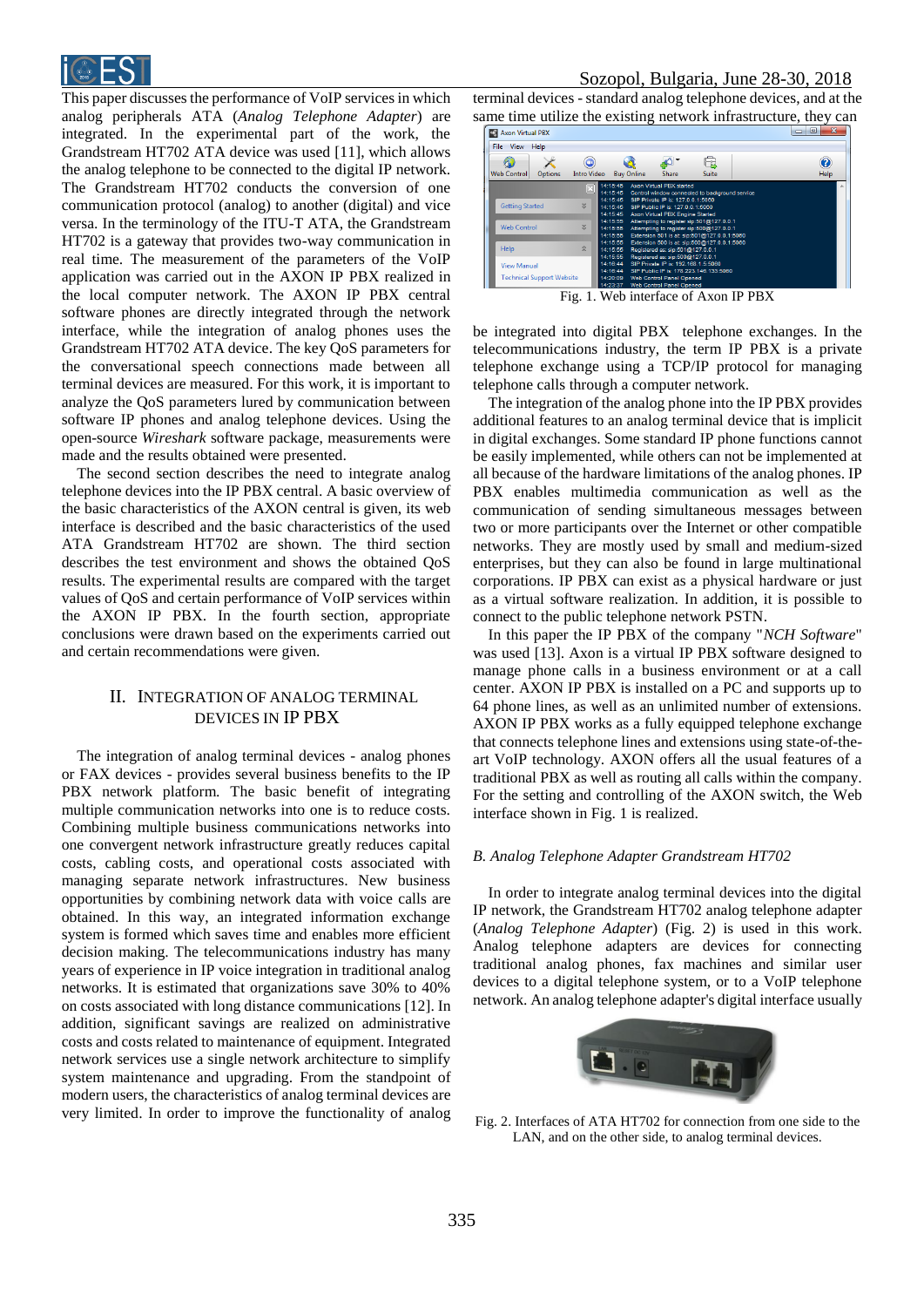This paper discusses the performance of VoIP services in which analog peripherals ATA (*Analog Telephone Adapter*) are integrated. In the experimental part of the work, the Grandstream HT702 ATA device was used [11], which allows the analog telephone to be connected to the digital IP network. The Grandstream HT702 conducts the conversion of one communication protocol (analog) to another (digital) and vice versa. In the terminology of the ITU-T ATA, the Grandstream HT702 is a gateway that provides two-way communication in real time. The measurement of the parameters of the VoIP application was carried out in the AXON IP PBX realized in the local computer network. The AXON IP PBX central software phones are directly integrated through the network interface, while the integration of analog phones uses the Grandstream HT702 ATA device. The key QoS parameters for the conversational speech connections made between all terminal devices are measured. For this work, it is important to analyze the QoS parameters lured by communication between software IP phones and analog telephone devices. Using the open-source *Wireshark* software package, measurements were made and the results obtained were presented.

The second section describes the need to integrate analog telephone devices into the IP PBX central. A basic overview of the basic characteristics of the AXON central is given, its web interface is described and the basic characteristics of the used ATA Grandstream HT702 are shown. The third section describes the test environment and shows the obtained QoS results. The experimental results are compared with the target values of QoS and certain performance of VoIP services within the AXON IP PBX. In the fourth section, appropriate conclusions were drawn based on the experiments carried out and certain recommendations were given.

## II. Integration of Analog Terminal Devices in IP PBX

The integration of analog terminal devices - analog phones or FAX devices - provides several business benefits to the IP PBX network platform. The basic benefit of integrating multiple communication networks into one is to reduce costs. Combining multiple business communications networks into one convergent network infrastructure greatly reduces capital costs, cabling costs, and operational costs associated with managing separate network infrastructures. New business opportunities by combining network data with voice calls are obtained. In this way, an integrated information exchange system is formed which saves time and enables more efficient decision making. The telecommunications industry has many years of experience in IP voice integration in traditional analog networks. It is estimated that organizations save 30% to 40% on costs associated with long distance communications [12]. In addition, significant savings are realized on administrative costs and costs related to maintenance of equipment. Integrated network services use a single network architecture to simplify system maintenance and upgrading. From the standpoint of modern users, the characteristics of analog terminal devices are very limited. In order to improve the functionality of analog terminal devices - standard analog telephone devices, and at the same time utilize the existing network infrastructure, they can

Fig. 1. Web interface of Axon IP PBX

be integrated into digital PBX telephone exchanges. In the telecommunications industry, the term IP PBX is a private telephone exchange using a TCP/IP protocol for managing telephone calls through a computer network.

The integration of the analog phone into the IP PBX provides additional features to an analog terminal device that is implicit in digital exchanges. Some standard IP phone functions cannot be easily implemented, while others can not be implemented at all because of the hardware limitations of the analog phones. IP PBX enables multimedia communication as well as the communication of sending simultaneous messages between two or more participants over the Internet or other compatible networks. They are mostly used by small and medium-sized enterprises, but they can also be found in large multinational corporations. IP PBX can exist as a physical hardware or just as a virtual software realization. In addition, it is possible to connect to the public telephone network PSTN.

In this paper the IP PBX of the company "*NCH Software*" was used [13]. Axon is a virtual IP PBX software designed to manage phone calls in a business environment or at a call center. AXON IP PBX is installed on a PC and supports up to 64 phone lines, as well as an unlimited number of extensions. AXON IP PBX works as a fully equipped telephone exchange that connects telephone lines and extensions using state-of-the-art VoIP technology. AXON offers all the usual features of a traditional PBX as well as routing all calls within the company. For the setting and controlling of the AXON switch, the Web interface shown in Fig. 1 is realized.

### *B. Analog Telephone Adapter Grandstream HT702*

In order to integrate analog terminal devices into the digital IP network, the Grandstream HT702 analog telephone adapter (*Analog Telephone Adapter*) (Fig. 2) is used in this work. Analog telephone adapters are devices for connecting traditional analog phones, fax machines and similar user devices to a digital telephone system, or to a VoIP telephone network. An analog telephone adapter's digital interface usually

Fig. 2. Interfaces of ATA HT702 for connection from one side to the LAN, and on the other side, to analog terminal devices.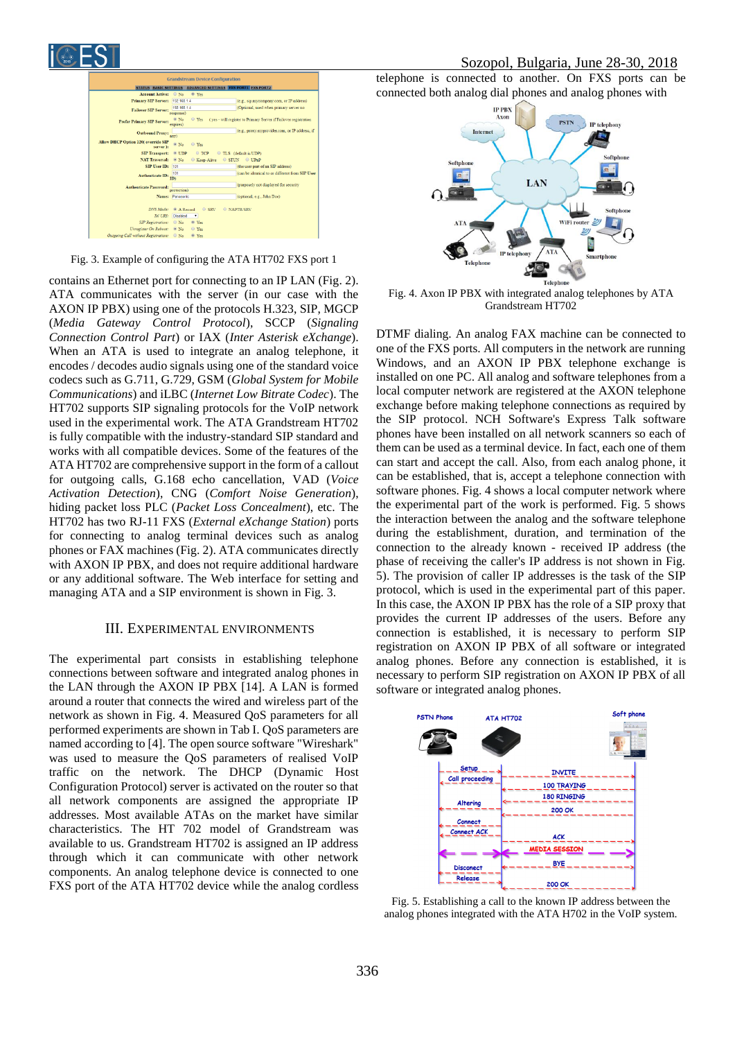Fig. 3. Example of configuring the ATA HT702 FXS port 1

contains an Ethernet port for connecting to an IP LAN (Fig. 2). ATA communicates with the server (in our case with the AXON IP PBX) using one of the protocols H.323, SIP, MGCP (*Media Gateway Control Protocol*), SCCP (*Signaling Connection Control Part*) or IAX (*Inter Asterisk eXchange*). When an ATA is used to integrate an analog telephone, it encodes / decodes audio signals using one of the standard voice codecs such as G.711, G.729, GSM (*Global System for Mobile Communications*) and iLBC (*Internet Low Bitrate Codec*). The HT702 supports SIP signaling protocols for the VoIP network used in the experimental work. The ATA Grandstream HT702 is fully compatible with the industry-standard SIP standard and works with all compatible devices. Some of the features of the ATA HT702 are comprehensive support in the form of a callout for outgoing calls, G.168 echo cancellation, VAD (*Voice Activation Detection*), CNG (*Comfort Noise Generation*), hiding packet loss PLC (*Packet Loss Concealment*), etc. The HT702 has two RJ-11 FXS (*External eXchange Station*) ports for connecting to analog terminal devices such as analog phones or FAX machines (Fig. 2). ATA communicates directly with AXON IP PBX, and does not require additional hardware or any additional software. The Web interface for setting and managing ATA and a SIP environment is shown in Fig. 3.

## III. Experimental Environments

The experimental part consists in establishing telephone connections between software and integrated analog phones in the LAN through the AXON IP PBX [14]. A LAN is formed around a router that connects the wired and wireless part of the network as shown in Fig. 4. Measured QoS parameters for all performed experiments are shown in Tab I. QoS parameters are named according to [4]. The open source software "Wireshark" was used to measure the QoS parameters of realised VoIP traffic on the network. The DHCP (Dynamic Host Configuration Protocol) server is activated on the router so that all network components are assigned the appropriate IP addresses. Most available ATAs on the market have similar characteristics. The HT 702 model of Grandstream was available to us. Grandstream HT702 is assigned an IP address through which it can communicate with other network components. An analog telephone device is connected to one FXS port of the ATA HT702 device while the analog cordless telephone is connected to another. On FXS ports can be connected both analog dial phones and analog phones with

Fig. 4. Axon IP PBX with integrated analog telephones by ATA Grandstream HT702

DTMF dialing. An analog FAX machine can be connected to one of the FXS ports. All computers in the network are running Windows, and an AXON IP PBX telephone exchange is installed on one PC. All analog and software telephones from a local computer network are registered at the AXON telephone exchange before making telephone connections as required by the SIP protocol. NCH Software's Express Talk software phones have been installed on all network scanners so each of them can be used as a terminal device. In fact, each one of them can start and accept the call. Also, from each analog phone, it can be established, that is, accept a telephone connection with software phones. Fig. 4 shows a local computer network where the experimental part of the work is performed. Fig. 5 shows the interaction between the analog and the software telephone during the establishment, duration, and termination of the connection to the already known - received IP address (the phase of receiving the caller's IP address is not shown in Fig. 5). The provision of caller IP addresses is the task of the SIP protocol, which is used in the experimental part of this paper. In this case, the AXON IP PBX has the role of a SIP proxy that provides the current IP addresses of the users. Before any connection is established, it is necessary to perform SIP registration on AXON IP PBX of all software or integrated analog phones. Before any connection is established, it is necessary to perform SIP registration on AXON IP PBX of all software or integrated analog phones.

Fig. 5. Establishing a call to the known IP address between the analog phones integrated with the ATA H702 in the VoIP system.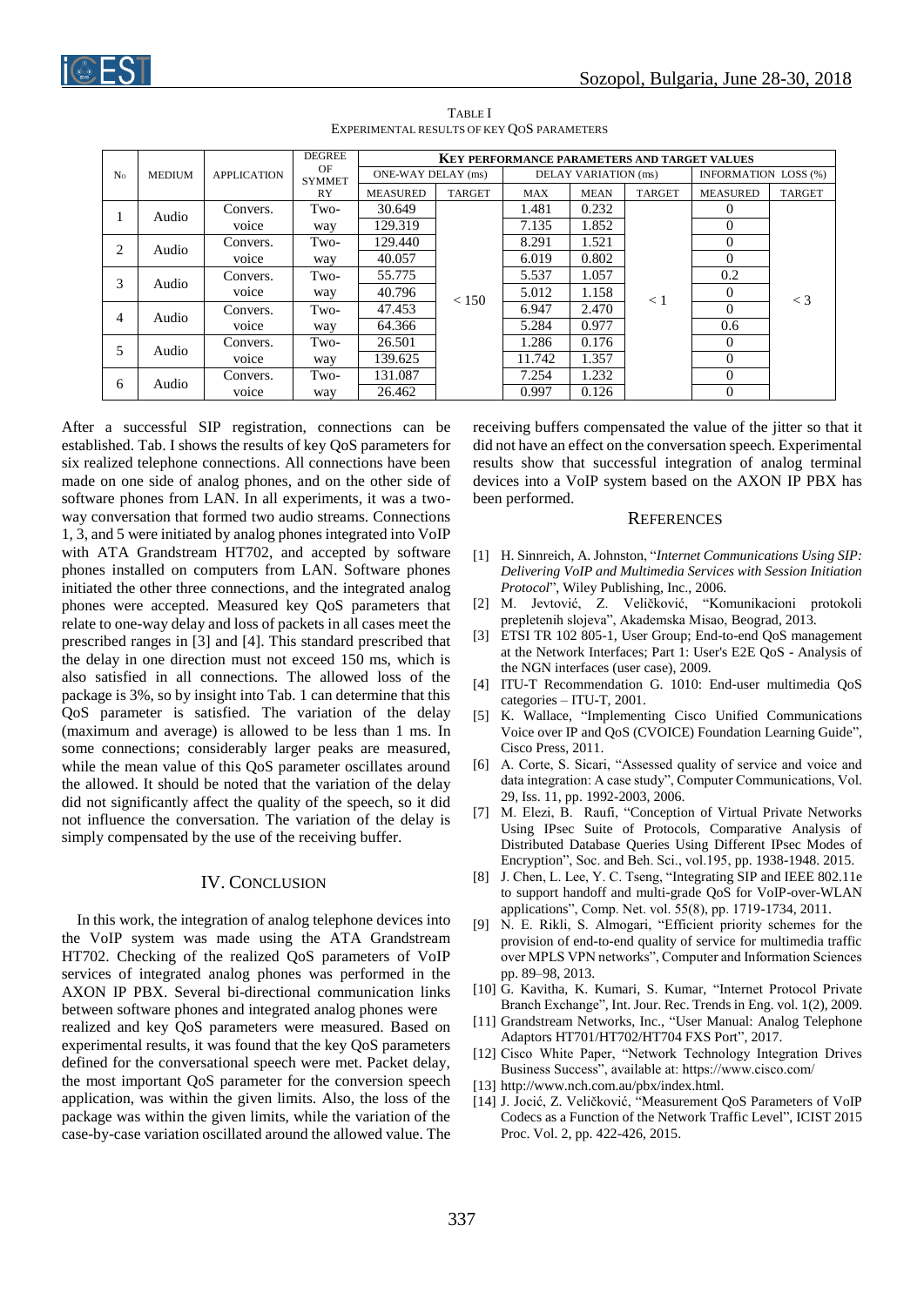TABLE I
EXPERIMENTAL RESULTS OF KEY QOS PARAMETERS

| No | MEDIUM | APPLICATION | DEGREE OF SYMMETRY | KEY PERFORMANCE PARAMETERS AND TARGET VALUES | | | | | | |
|---|---|---|---|---|---|---|---|---|---|---|
| | | | | ONE-WAY DELAY (ms) | | DELAY VARIATION (ms) | | | INFORMATION LOSS (%) | |
| | | | | MEASURED | TARGET | MAX | MEAN | TARGET | MEASURED | TARGET |
| 1 | Audio | Convers. voice | Two-way | 30.649 | < 150 | 1.481 | 0.232 | < 1 | 0 | < 3 |
| | | | | 129.319 | | 7.135 | 1.852 | | 0 | |
| 2 | Audio | Convers. voice | Two-way | 129.440 | | 8.291 | 1.521 | | 0 | |
| | | | | 40.057 | | 6.019 | 0.802 | | 0 | |
| 3 | Audio | Convers. voice | Two-way | 55.775 | | 5.537 | 1.057 | | 0.2 | |
| | | | | 40.796 | | 5.012 | 1.158 | | 0 | |
| 4 | Audio | Convers. voice | Two-way | 47.453 | | 6.947 | 2.470 | | 0 | |
| | | | | 64.366 | | 5.284 | 0.977 | | 0.6 | |
| 5 | Audio | Convers. voice | Two-way | 26.501 | | 1.286 | 0.176 | | 0 | |
| | | | | 139.625 | | 11.742 | 1.357 | | 0 | |
| 6 | Audio | Convers. voice | Two-way | 131.087 | | 7.254 | 1.232 | | 0 | |
| | | | | 26.462 | | 0.997 | 0.126 | | 0 | |

After a successful SIP registration, connections can be established. Tab. I shows the results of key QoS parameters for six realized telephone connections. All connections have been made on one side of analog phones, and on the other side of software phones from LAN. In all experiments, it was a two-way conversation that formed two audio streams. Connections 1, 3, and 5 were initiated by analog phones integrated into VoIP with ATA Grandstream HT702, and accepted by software phones installed on computers from LAN. Software phones initiated the other three connections, and the integrated analog phones were accepted. Measured key QoS parameters that relate to one-way delay and loss of packets in all cases meet the prescribed ranges in [3] and [4]. This standard prescribed that the delay in one direction must not exceed 150 ms, which is also satisfied in all connections. The allowed loss of the package is 3%, so by insight into Tab. 1 can determine that this QoS parameter is satisfied. The variation of the delay (maximum and average) is allowed to be less than 1 ms. In some connections; considerably larger peaks are measured, while the mean value of this QoS parameter oscillates around the allowed. It should be noted that the variation of the delay did not significantly affect the quality of the speech, so it did not influence the conversation. The variation of the delay is simply compensated by the use of the receiving buffer.

## IV. CONCLUSION

In this work, the integration of analog telephone devices into the VoIP system was made using the ATA Grandstream HT702. Checking of the realized QoS parameters of VoIP services of integrated analog phones was performed in the AXON IP PBX. Several bi-directional communication links between software phones and integrated analog phones were realized and key QoS parameters were measured. Based on experimental results, it was found that the key QoS parameters defined for the conversational speech were met. Packet delay, the most important QoS parameter for the conversion speech application, was within the given limits. Also, the loss of the package was within the given limits, while the variation of the case-by-case variation oscillated around the allowed value. The receiving buffers compensated the value of the jitter so that it did not have an effect on the conversation speech. Experimental results show that successful integration of analog terminal devices into a VoIP system based on the AXON IP PBX has been performed.

## REFERENCES

[1] H. Sinnreich, A. Johnston, "*Internet Communications Using SIP: Delivering VoIP and Multimedia Services with Session Initiation Protocol*", Wiley Publishing, Inc., 2006.

[2] M. Jevtović, Z. Veličković, "Komunikacioni protokoli prepletenih slojeva", Akademska Misao, Beograd, 2013.

[3] ETSI TR 102 805-1, User Group; End-to-end QoS management at the Network Interfaces; Part 1: User's E2E QoS - Analysis of the NGN interfaces (user case), 2009.

[4] ITU-T Recommendation G. 1010: End-user multimedia QoS categories – ITU-T, 2001.

[5] K. Wallace, "Implementing Cisco Unified Communications Voice over IP and QoS (CVOICE) Foundation Learning Guide", Cisco Press, 2011.

[6] A. Corte, S. Sicari, "Assessed quality of service and voice and data integration: A case study", Computer Communications, Vol. 29, Iss. 11, pp. 1992-2003, 2006.

[7] M. Elezi, B. Raufi, "Conception of Virtual Private Networks Using IPsec Suite of Protocols, Comparative Analysis of Distributed Database Queries Using Different IPsec Modes of Encryption", Soc. and Beh. Sci., vol.195, pp. 1938-1948. 2015.

[8] J. Chen, L. Lee, Y. C. Tseng, "Integrating SIP and IEEE 802.11e to support handoff and multi-grade QoS for VoIP-over-WLAN applications", Comp. Net. vol. 55(8), pp. 1719-1734, 2011.

[9] N. E. Rikli, S. Almogari, "Efficient priority schemes for the provision of end-to-end quality of service for multimedia traffic over MPLS VPN networks", Computer and Information Sciences pp. 89–98, 2013.

[10] G. Kavitha, K. Kumari, S. Kumar, "Internet Protocol Private Branch Exchange", Int. Jour. Rec. Trends in Eng. vol. 1(2), 2009.

[11] Grandstream Networks, Inc., "User Manual: Analog Telephone Adaptors HT701/HT702/HT704 FXS Port", 2017.

[12] Cisco White Paper, "Network Technology Integration Drives Business Success", available at: https://www.cisco.com/

[13] http://www.nch.com.au/pbx/index.html.

[14] J. Jocić, Z. Veličković, "Measurement QoS Parameters of VoIP Codecs as a Function of the Network Traffic Level", ICIST 2015 Proc. Vol. 2, pp. 422-426, 2015.